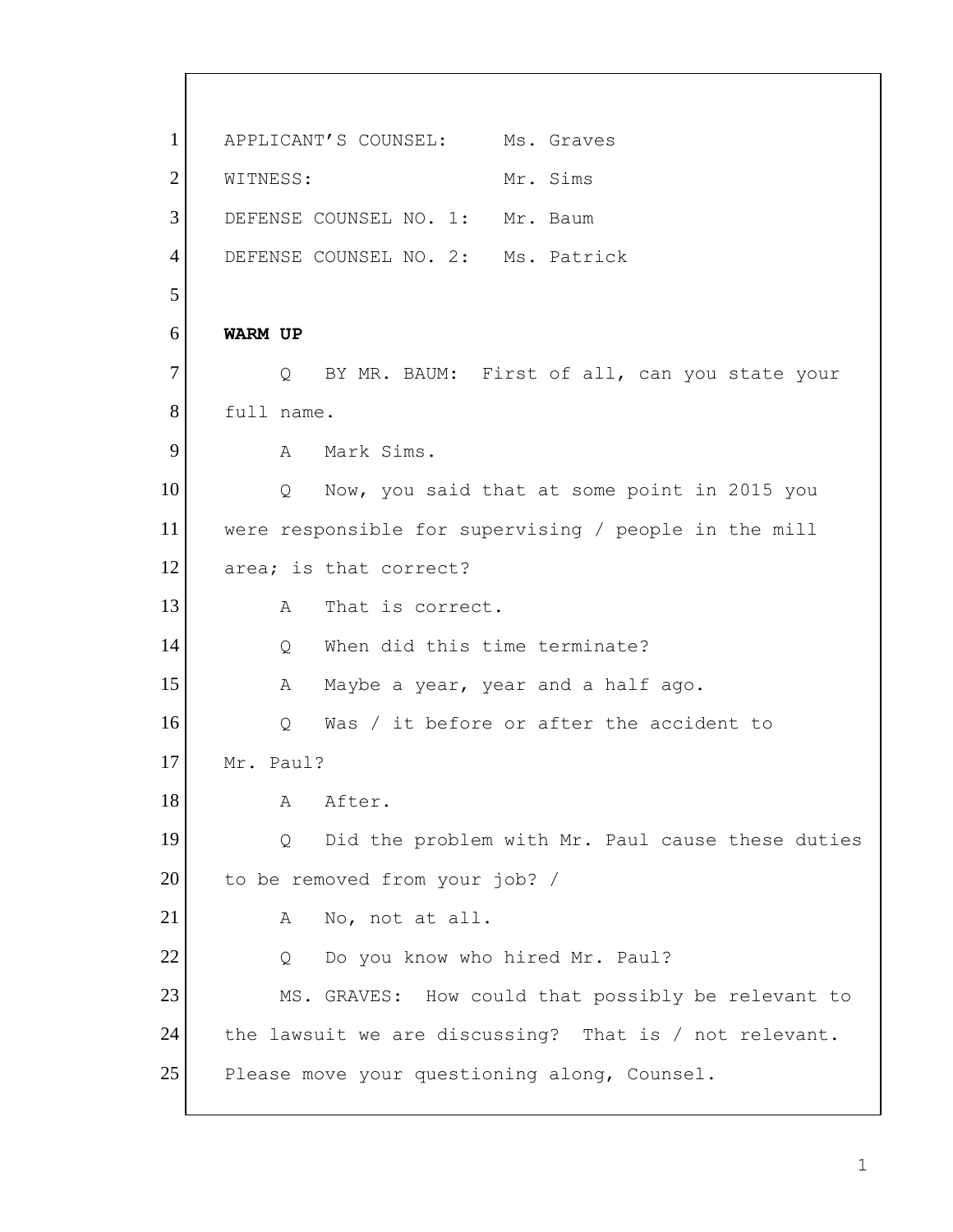APPLICANT'S COUNSEL: Ms. Graves

WITNESS: Mr. Sims

DEFENSE COUNSEL NO. 1: Mr. Baum

DEFENSE COUNSEL NO. 2: Ms. Patrick

**WARM UP**

Q BY MR. BAUM: First of all, can you state your full name.

A Mark Sims.

Q Now, you said that at some point in 2015 you were responsible for supervising / people in the mill area; is that correct?

A That is correct.

Q When did this time terminate?

A Maybe a year, year and a half ago.

Q Was / it before or after the accident to Mr. Paul?

A After.

Q Did the problem with Mr. Paul cause these duties to be removed from your job? /

A No, not at all.

Q Do you know who hired Mr. Paul?

MS. GRAVES: How could that possibly be relevant to the lawsuit we are discussing? That is / not relevant. Please move your questioning along, Counsel.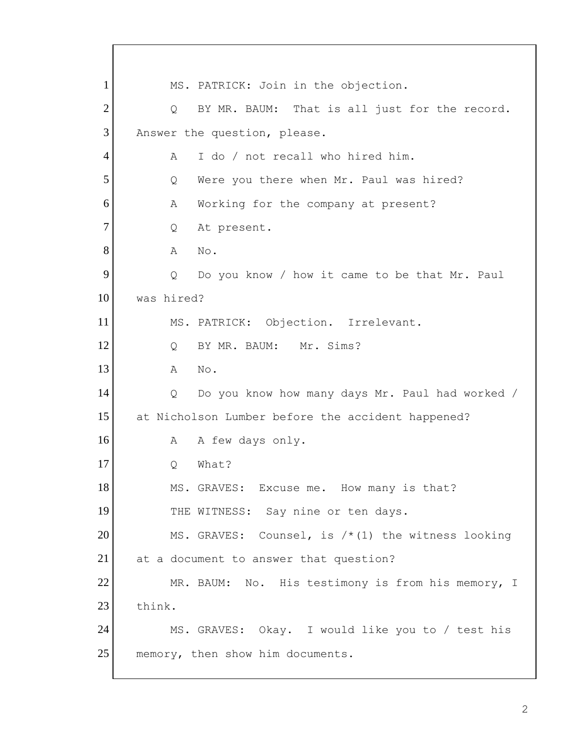1 MS. PATRICK: Join in the objection.

2 Q BY MR. BAUM: That is all just for the record.

3 Answer the question, please.

4 A I do / not recall who hired him.

5 Q Were you there when Mr. Paul was hired?

6 A Working for the company at present?

7 Q At present.

8 A No.

9 Q Do you know / how it came to be that Mr. Paul

10 was hired?

11 MS. PATRICK: Objection. Irrelevant.

12 Q BY MR. BAUM: Mr. Sims?

13 A No.

14 Q Do you know how many days Mr. Paul had worked /

15 at Nicholson Lumber before the accident happened?

16 A A few days only.

17 Q What?

18 MS. GRAVES: Excuse me. How many is that?

19 THE WITNESS: Say nine or ten days.

20 MS. GRAVES: Counsel, is /*(1) the witness looking

21 at a document to answer that question?

22 MR. BAUM: No. His testimony is from his memory, I

23 think.

24 MS. GRAVES: Okay. I would like you to / test his

25 memory, then show him documents.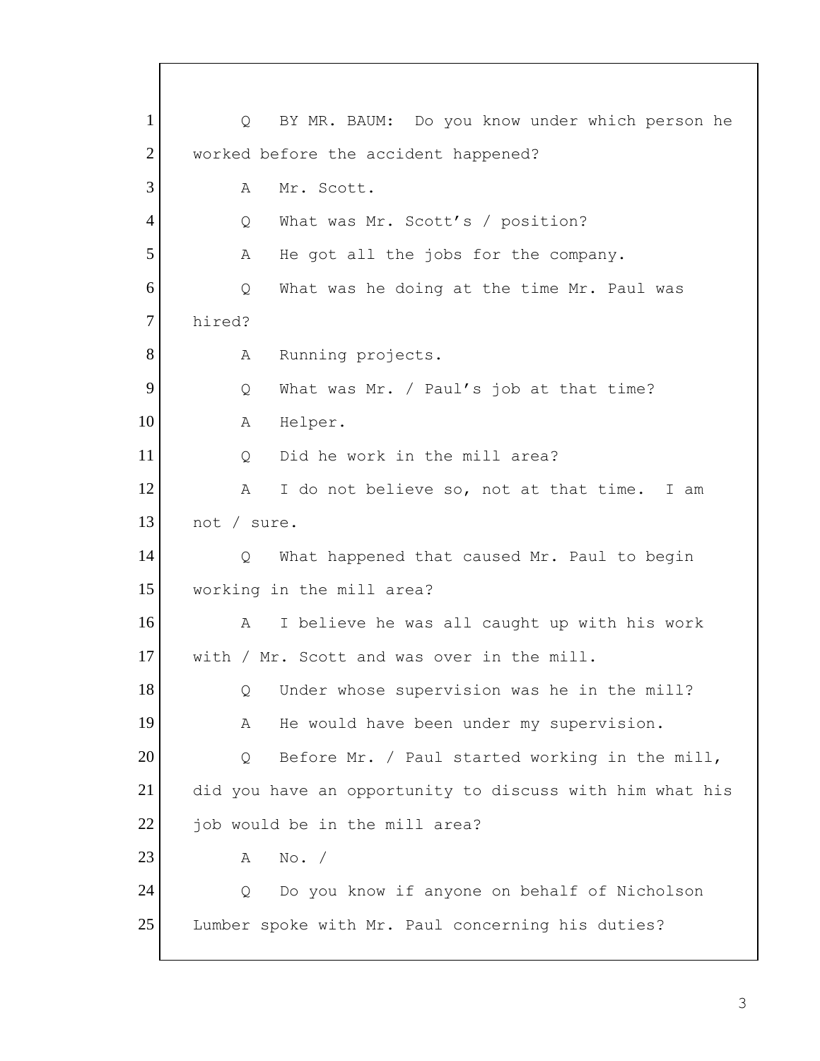1 Q BY MR. BAUM: Do you know under which person he
2 worked before the accident happened?
3 A Mr. Scott.
4 Q What was Mr. Scott's / position?
5 A He got all the jobs for the company.
6 Q What was he doing at the time Mr. Paul was
7 hired?
8 A Running projects.
9 Q What was Mr. / Paul's job at that time?
10 A Helper.
11 Q Did he work in the mill area?
12 A I do not believe so, not at that time. I am
13 not / sure.
14 Q What happened that caused Mr. Paul to begin
15 working in the mill area?
16 A I believe he was all caught up with his work
17 with / Mr. Scott and was over in the mill.
18 Q Under whose supervision was he in the mill?
19 A He would have been under my supervision.
20 Q Before Mr. / Paul started working in the mill,
21 did you have an opportunity to discuss with him what his
22 job would be in the mill area?
23 A No. /
24 Q Do you know if anyone on behalf of Nicholson
25 Lumber spoke with Mr. Paul concerning his duties?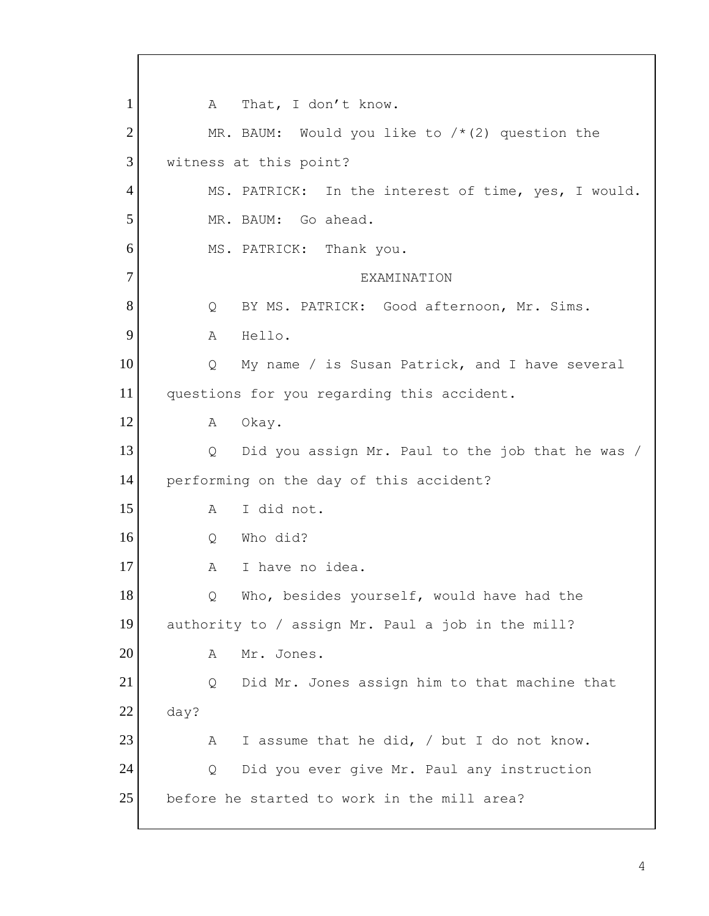1 A That, I don't know.

2 MR. BAUM: Would you like to /*(2) question the

3 witness at this point?

4 MS. PATRICK: In the interest of time, yes, I would.

5 MR. BAUM: Go ahead.

6 MS. PATRICK: Thank you.

7 EXAMINATION

8 Q BY MS. PATRICK: Good afternoon, Mr. Sims.

9 A Hello.

10 Q My name / is Susan Patrick, and I have several

11 questions for you regarding this accident.

12 A Okay.

13 Q Did you assign Mr. Paul to the job that he was /

14 performing on the day of this accident?

15 A I did not.

16 Q Who did?

17 A I have no idea.

18 Q Who, besides yourself, would have had the

19 authority to / assign Mr. Paul a job in the mill?

20 A Mr. Jones.

21 Q Did Mr. Jones assign him to that machine that

22 day?

23 A I assume that he did, / but I do not know.

24 Q Did you ever give Mr. Paul any instruction

25 before he started to work in the mill area?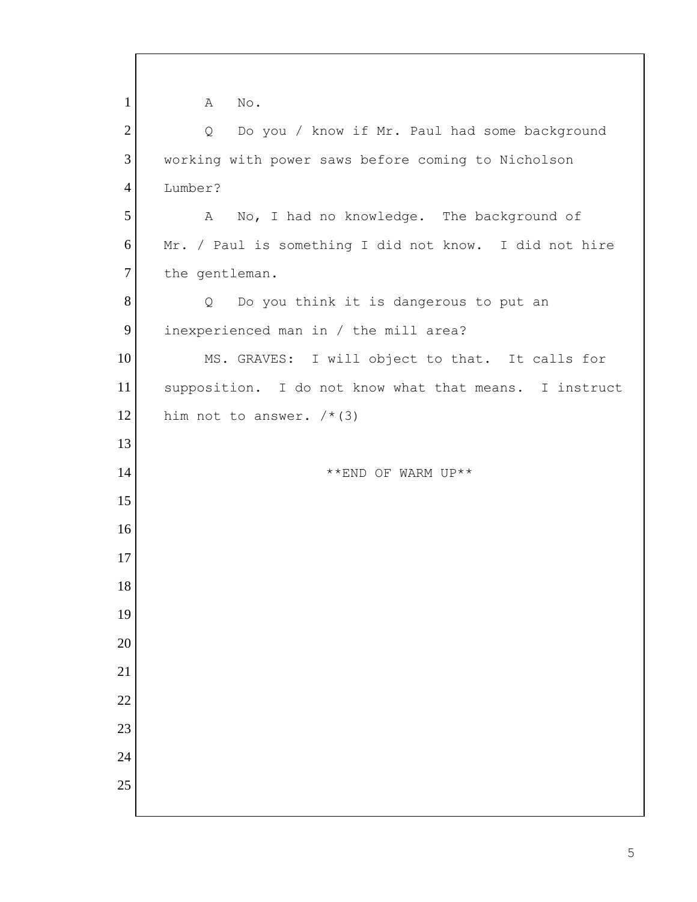A No.

Q Do you / know if Mr. Paul had some background working with power saws before coming to Nicholson Lumber?

A No, I had no knowledge. The background of Mr. / Paul is something I did not know. I did not hire the gentleman.

Q Do you think it is dangerous to put an inexperienced man in / the mill area?

MS. GRAVES: I will object to that. It calls for supposition. I do not know what that means. I instruct him not to answer. /*(3)

**END OF WARM UP**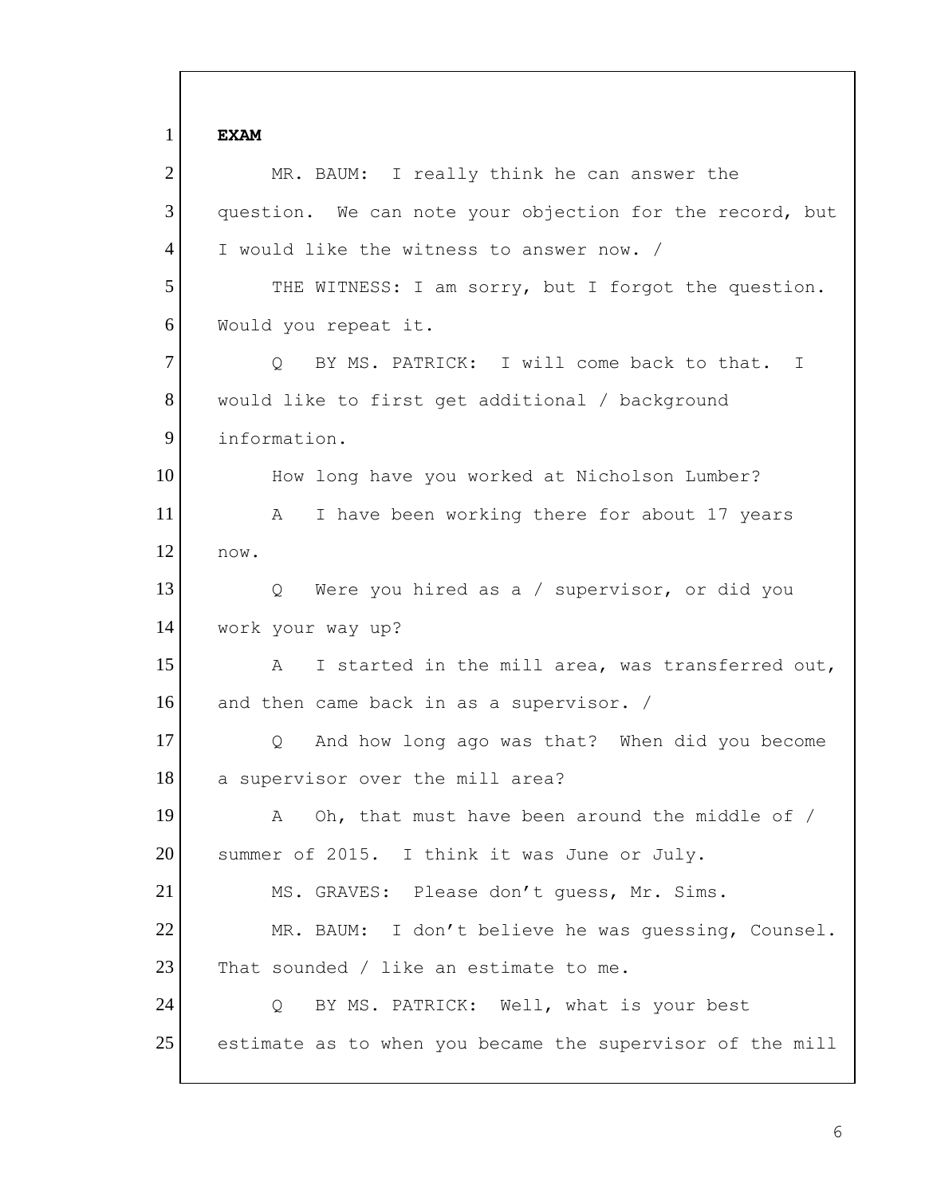**EXAM**

MR. BAUM: I really think he can answer the question. We can note your objection for the record, but I would like the witness to answer now. /

THE WITNESS: I am sorry, but I forgot the question. Would you repeat it.

Q BY MS. PATRICK: I will come back to that. I would like to first get additional / background information.

How long have you worked at Nicholson Lumber?

A I have been working there for about 17 years now.

Q Were you hired as a / supervisor, or did you work your way up?

A I started in the mill area, was transferred out, and then came back in as a supervisor. /

Q And how long ago was that? When did you become a supervisor over the mill area?

A Oh, that must have been around the middle of / summer of 2015. I think it was June or July.

MS. GRAVES: Please don't guess, Mr. Sims.

MR. BAUM: I don't believe he was guessing, Counsel. That sounded / like an estimate to me.

Q BY MS. PATRICK: Well, what is your best estimate as to when you became the supervisor of the mill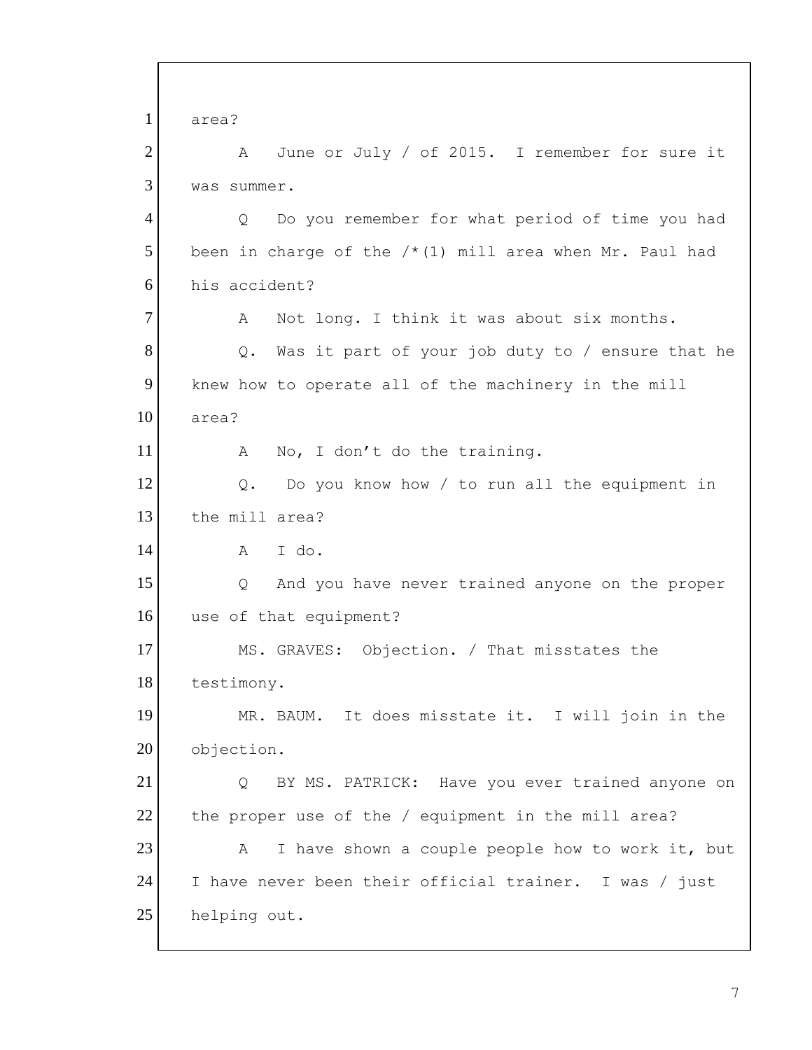1 area?

2 A June or July / of 2015. I remember for sure it

3 was summer.

4 Q Do you remember for what period of time you had

5 been in charge of the /*(1) mill area when Mr. Paul had

6 his accident?

7 A Not long. I think it was about six months.

8 Q. Was it part of your job duty to / ensure that he

9 knew how to operate all of the machinery in the mill

10 area?

11 A No, I don't do the training.

12 Q. Do you know how / to run all the equipment in

13 the mill area?

14 A I do.

15 Q And you have never trained anyone on the proper

16 use of that equipment?

17 MS. GRAVES: Objection. / That misstates the

18 testimony.

19 MR. BAUM. It does misstate it. I will join in the

20 objection.

21 Q BY MS. PATRICK: Have you ever trained anyone on

22 the proper use of the / equipment in the mill area?

23 A I have shown a couple people how to work it, but

24 I have never been their official trainer. I was / just

25 helping out.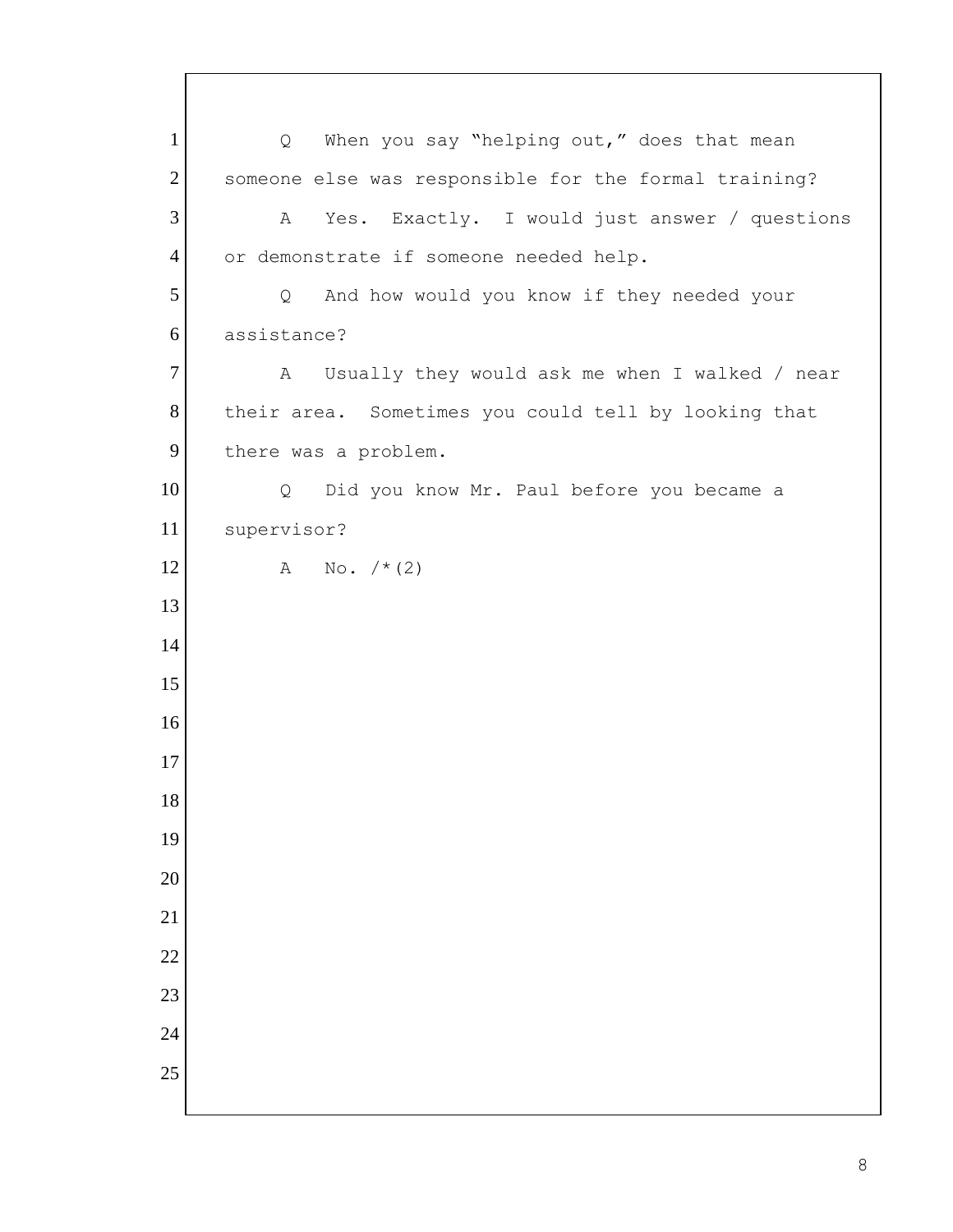Q When you say "helping out," does that mean someone else was responsible for the formal training?

A Yes. Exactly. I would just answer / questions or demonstrate if someone needed help.

Q And how would you know if they needed your assistance?

A Usually they would ask me when I walked / near their area. Sometimes you could tell by looking that there was a problem.

Q Did you know Mr. Paul before you became a supervisor?

A No. /*(2)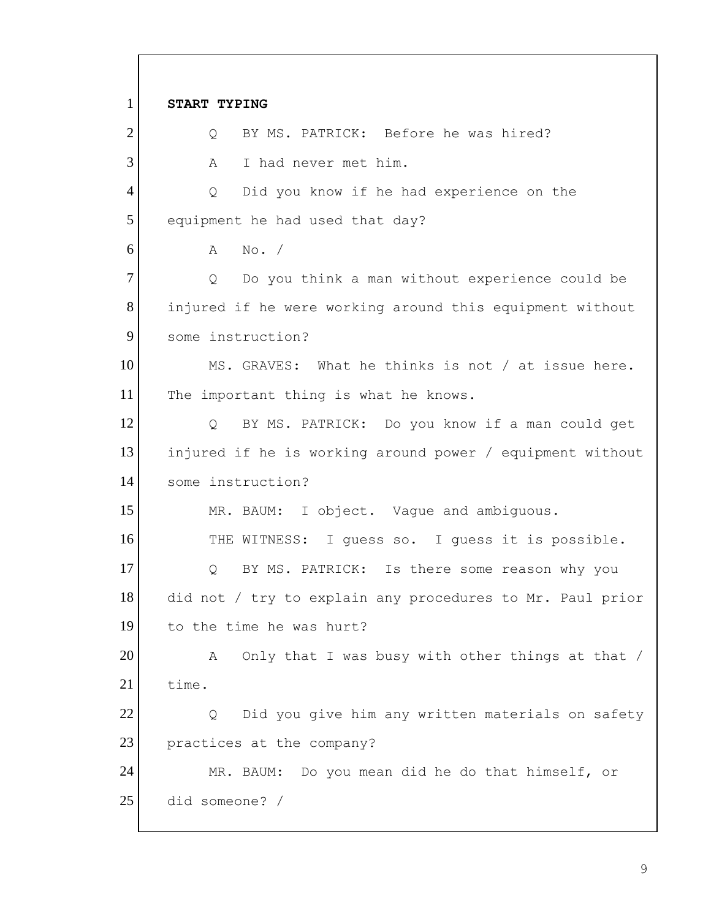**START TYPING**

Q BY MS. PATRICK: Before he was hired?

A I had never met him.

Q Did you know if he had experience on the equipment he had used that day?

A No. /

Q Do you think a man without experience could be injured if he were working around this equipment without some instruction?

MS. GRAVES: What he thinks is not / at issue here. The important thing is what he knows.

Q BY MS. PATRICK: Do you know if a man could get injured if he is working around power / equipment without some instruction?

MR. BAUM: I object. Vague and ambiguous.

THE WITNESS: I guess so. I guess it is possible.

Q BY MS. PATRICK: Is there some reason why you did not / try to explain any procedures to Mr. Paul prior to the time he was hurt?

A Only that I was busy with other things at that / time.

Q Did you give him any written materials on safety practices at the company?

MR. BAUM: Do you mean did he do that himself, or did someone? /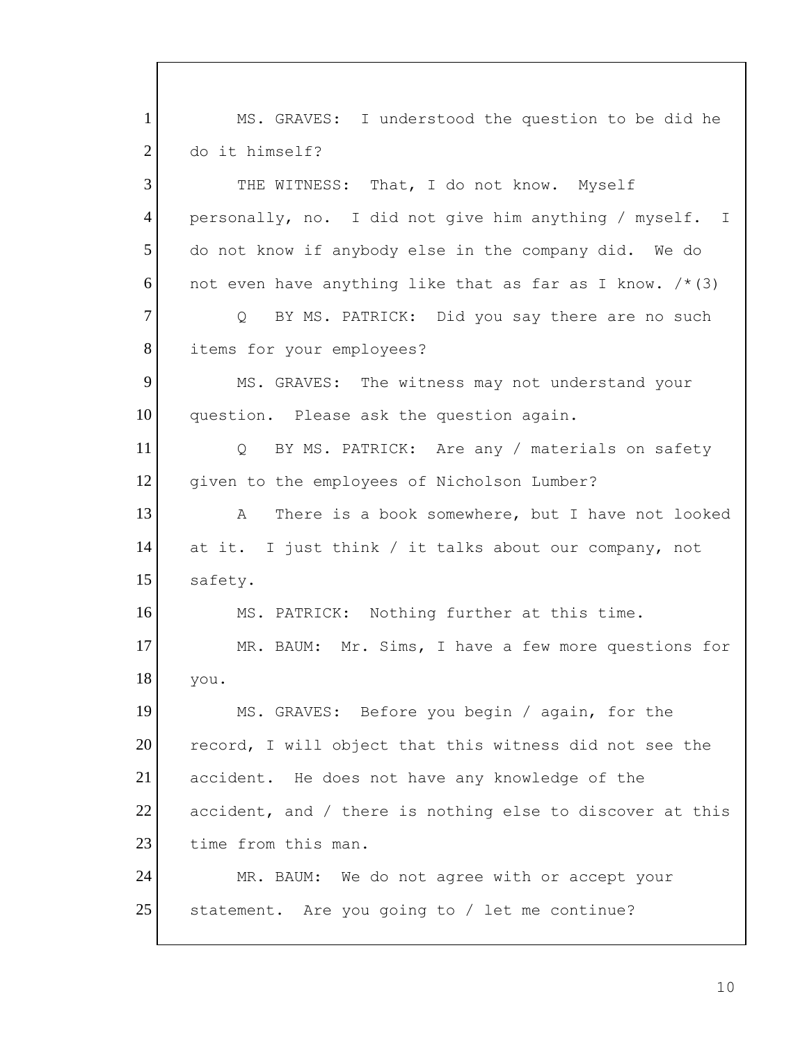1 MS. GRAVES: I understood the question to be did he
2 do it himself?
3 THE WITNESS: That, I do not know. Myself
4 personally, no. I did not give him anything / myself. I
5 do not know if anybody else in the company did. We do
6 not even have anything like that as far as I know. /*(3)
7 Q BY MS. PATRICK: Did you say there are no such
8 items for your employees?
9 MS. GRAVES: The witness may not understand your
10 question. Please ask the question again.
11 Q BY MS. PATRICK: Are any / materials on safety
12 given to the employees of Nicholson Lumber?
13 A There is a book somewhere, but I have not looked
14 at it. I just think / it talks about our company, not
15 safety.
16 MS. PATRICK: Nothing further at this time.
17 MR. BAUM: Mr. Sims, I have a few more questions for
18 you.
19 MS. GRAVES: Before you begin / again, for the
20 record, I will object that this witness did not see the
21 accident. He does not have any knowledge of the
22 accident, and / there is nothing else to discover at this
23 time from this man.
24 MR. BAUM: We do not agree with or accept your
25 statement. Are you going to / let me continue?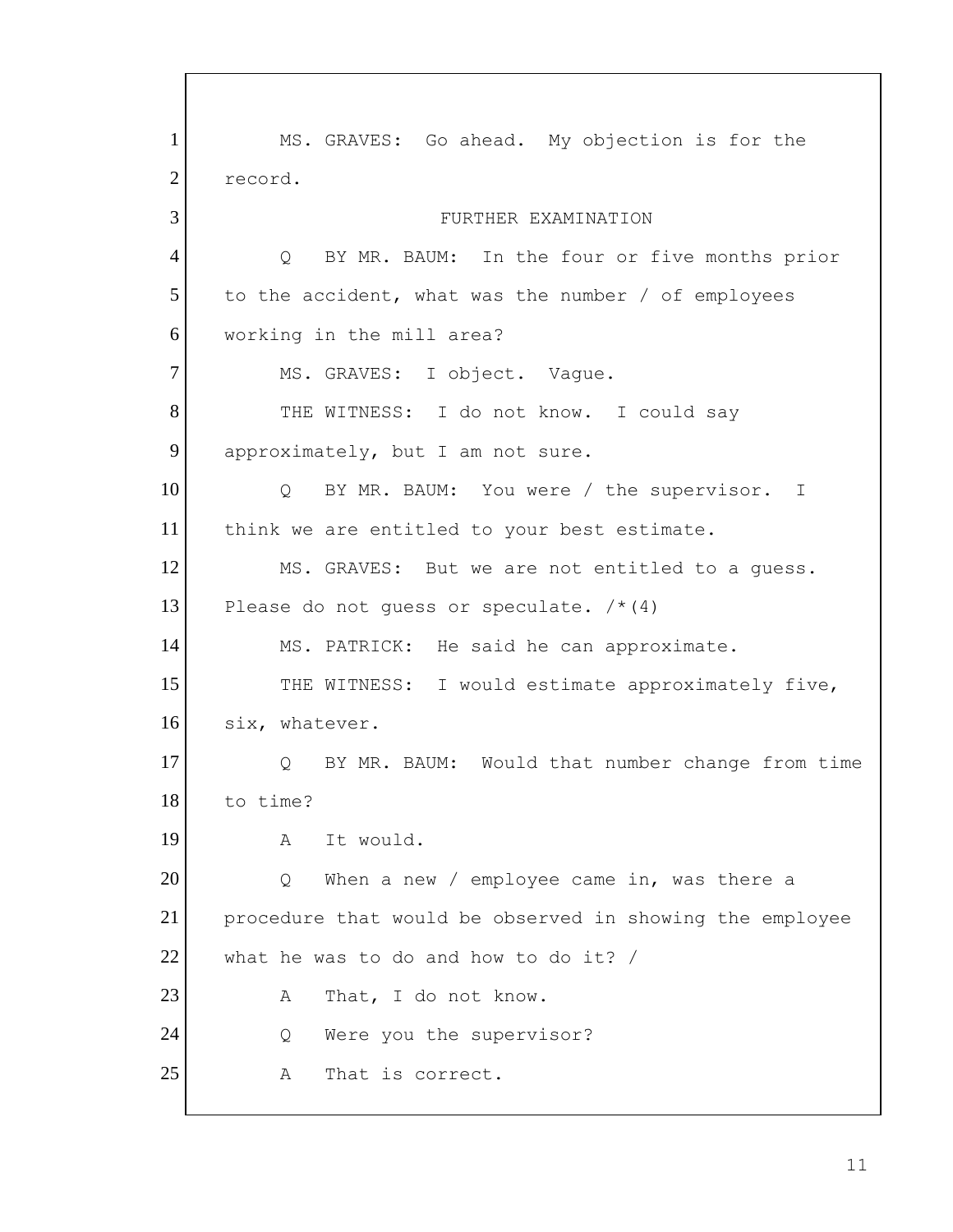MS. GRAVES: Go ahead. My objection is for the record.

FURTHER EXAMINATION

Q BY MR. BAUM: In the four or five months prior to the accident, what was the number / of employees working in the mill area?

MS. GRAVES: I object. Vague.

THE WITNESS: I do not know. I could say approximately, but I am not sure.

Q BY MR. BAUM: You were / the supervisor. I think we are entitled to your best estimate.

MS. GRAVES: But we are not entitled to a guess. Please do not guess or speculate. /*(4)

MS. PATRICK: He said he can approximate.

THE WITNESS: I would estimate approximately five, six, whatever.

Q BY MR. BAUM: Would that number change from time to time?

A It would.

Q When a new / employee came in, was there a procedure that would be observed in showing the employee what he was to do and how to do it? /

A That, I do not know.

Q Were you the supervisor?

A That is correct.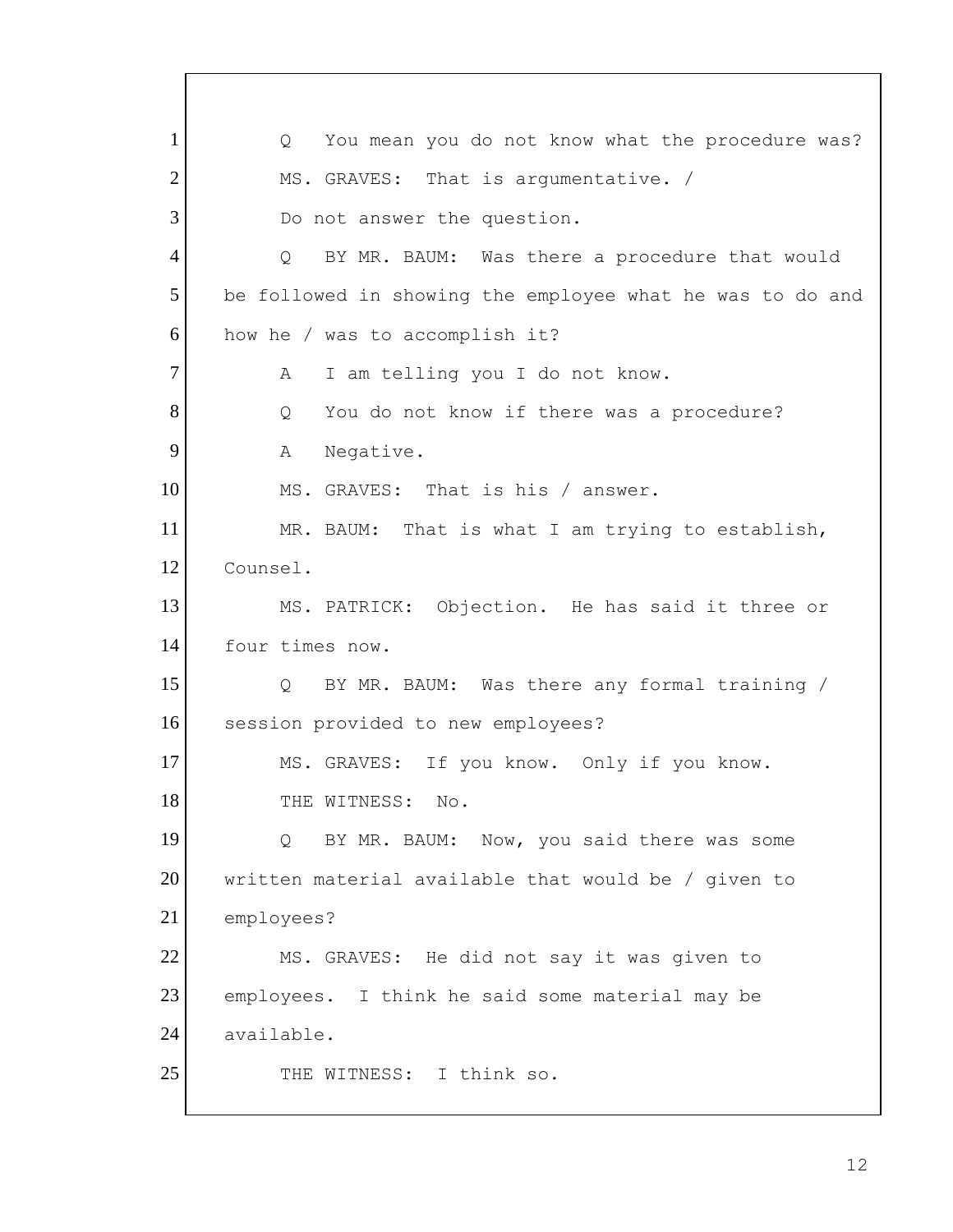1 Q You mean you do not know what the procedure was?

2 MS. GRAVES: That is argumentative. /

3 Do not answer the question.

4 Q BY MR. BAUM: Was there a procedure that would

5 be followed in showing the employee what he was to do and

6 how he / was to accomplish it?

7 A I am telling you I do not know.

8 Q You do not know if there was a procedure?

9 A Negative.

10 MS. GRAVES: That is his / answer.

11 MR. BAUM: That is what I am trying to establish,

12 Counsel.

13 MS. PATRICK: Objection. He has said it three or

14 four times now.

15 Q BY MR. BAUM: Was there any formal training /

16 session provided to new employees?

17 MS. GRAVES: If you know. Only if you know.

18 THE WITNESS: No.

19 Q BY MR. BAUM: Now, you said there was some

20 written material available that would be / given to

21 employees?

22 MS. GRAVES: He did not say it was given to

23 employees. I think he said some material may be

24 available.

25 THE WITNESS: I think so.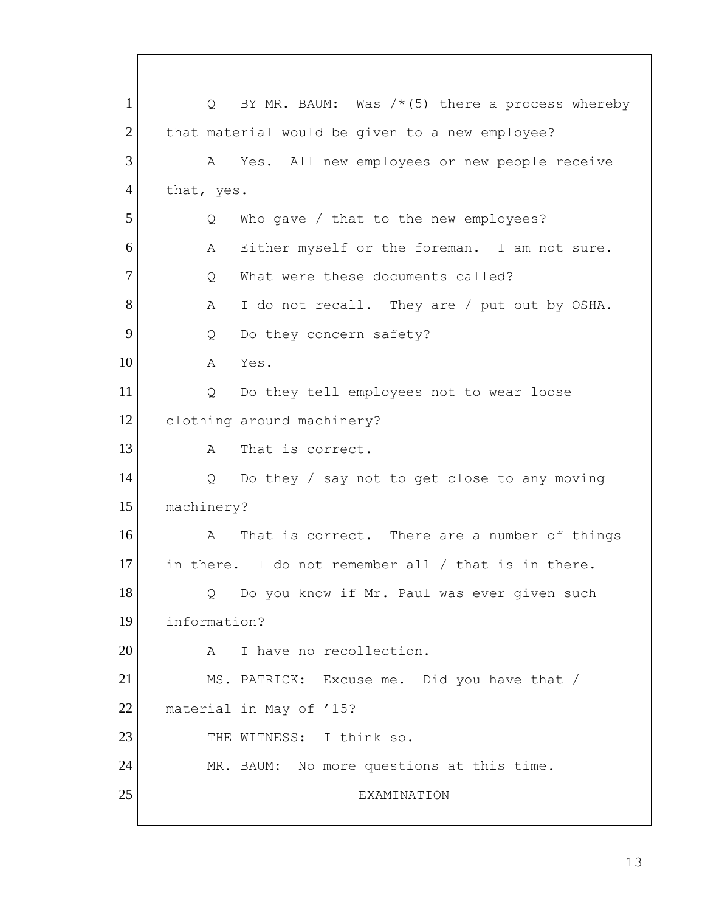1 Q BY MR. BAUM: Was /*(5) there a process whereby
2 that material would be given to a new employee?
3 A Yes. All new employees or new people receive
4 that, yes.
5 Q Who gave / that to the new employees?
6 A Either myself or the foreman. I am not sure.
7 Q What were these documents called?
8 A I do not recall. They are / put out by OSHA.
9 Q Do they concern safety?
10 A Yes.
11 Q Do they tell employees not to wear loose
12 clothing around machinery?
13 A That is correct.
14 Q Do they / say not to get close to any moving
15 machinery?
16 A That is correct. There are a number of things
17 in there. I do not remember all / that is in there.
18 Q Do you know if Mr. Paul was ever given such
19 information?
20 A I have no recollection.
21 MS. PATRICK: Excuse me. Did you have that /
22 material in May of ’15?
23 THE WITNESS: I think so.
24 MR. BAUM: No more questions at this time.
25 EXAMINATION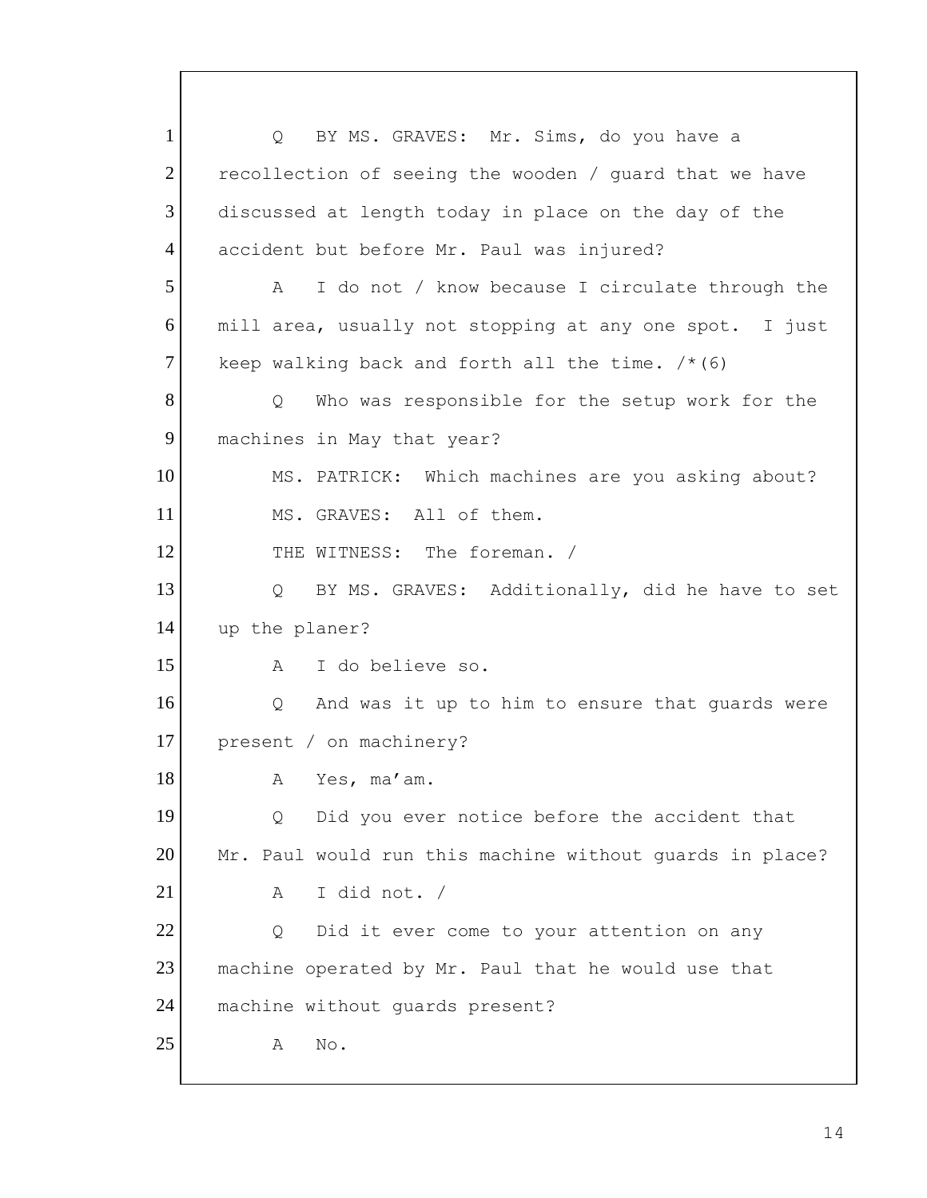1 Q BY MS. GRAVES: Mr. Sims, do you have a
2 recollection of seeing the wooden / guard that we have
3 discussed at length today in place on the day of the
4 accident but before Mr. Paul was injured?
5 A I do not / know because I circulate through the
6 mill area, usually not stopping at any one spot. I just
7 keep walking back and forth all the time. /*(6)
8 Q Who was responsible for the setup work for the
9 machines in May that year?
10 MS. PATRICK: Which machines are you asking about?
11 MS. GRAVES: All of them.
12 THE WITNESS: The foreman. /
13 Q BY MS. GRAVES: Additionally, did he have to set
14 up the planer?
15 A I do believe so.
16 Q And was it up to him to ensure that guards were
17 present / on machinery?
18 A Yes, ma'am.
19 Q Did you ever notice before the accident that
20 Mr. Paul would run this machine without guards in place?
21 A I did not. /
22 Q Did it ever come to your attention on any
23 machine operated by Mr. Paul that he would use that
24 machine without guards present?
25 A No.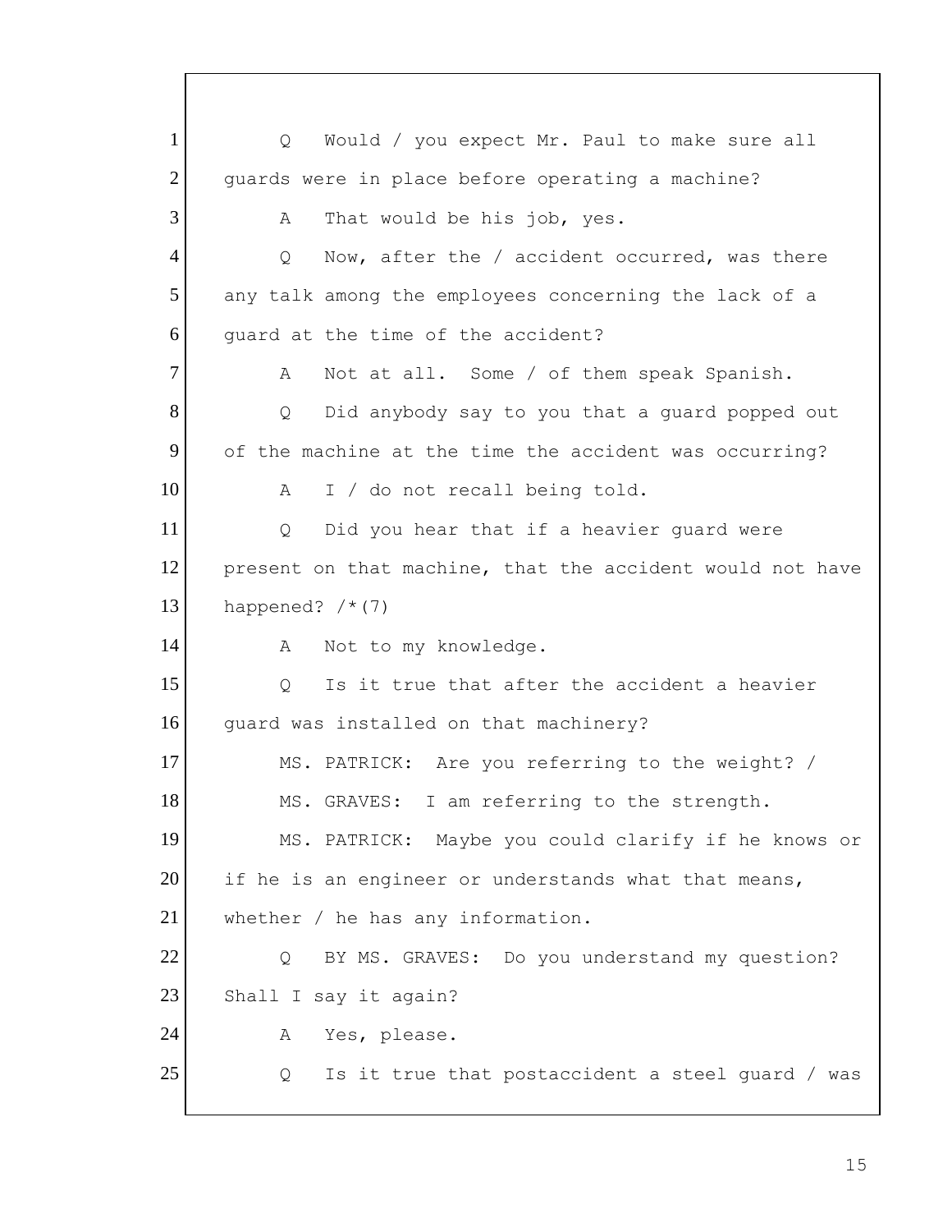1 Q Would / you expect Mr. Paul to make sure all
2 guards were in place before operating a machine?
3 A That would be his job, yes.
4 Q Now, after the / accident occurred, was there
5 any talk among the employees concerning the lack of a
6 guard at the time of the accident?
7 A Not at all. Some / of them speak Spanish.
8 Q Did anybody say to you that a guard popped out
9 of the machine at the time the accident was occurring?
10 A I / do not recall being told.
11 Q Did you hear that if a heavier guard were
12 present on that machine, that the accident would not have
13 happened? /*(7)
14 A Not to my knowledge.
15 Q Is it true that after the accident a heavier
16 guard was installed on that machinery?
17 MS. PATRICK: Are you referring to the weight? /
18 MS. GRAVES: I am referring to the strength.
19 MS. PATRICK: Maybe you could clarify if he knows or
20 if he is an engineer or understands what that means,
21 whether / he has any information.
22 Q BY MS. GRAVES: Do you understand my question?
23 Shall I say it again?
24 A Yes, please.
25 Q Is it true that postaccident a steel guard / was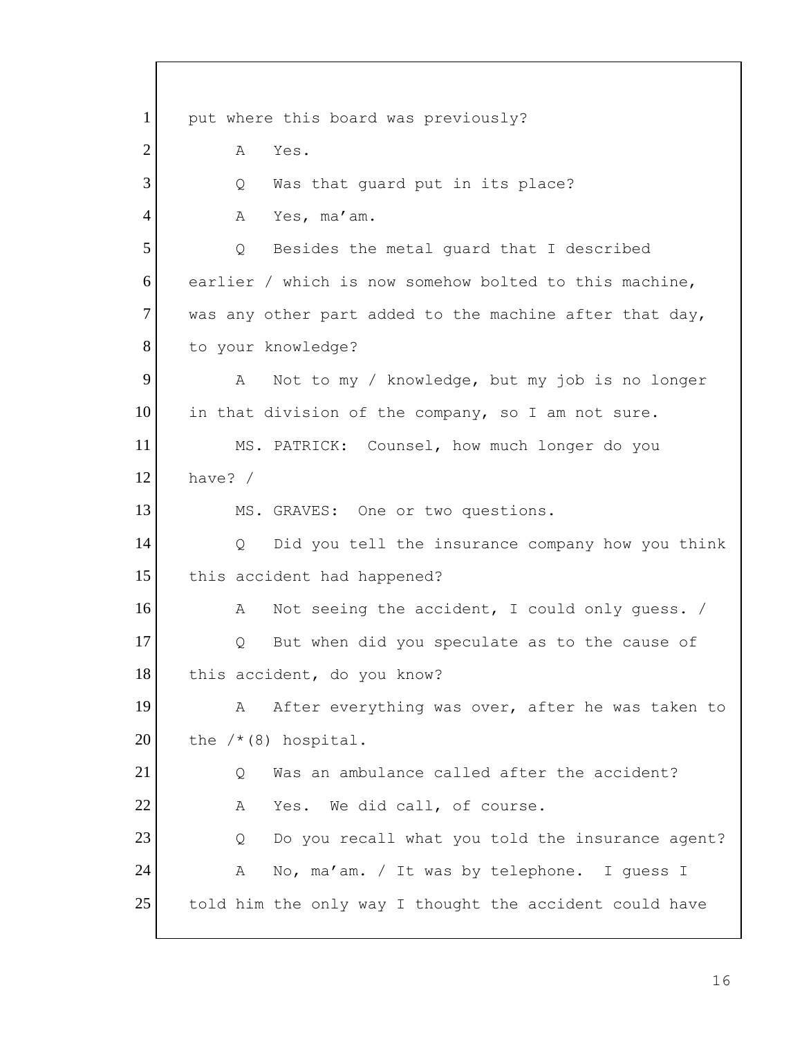1 put where this board was previously?

2 A Yes.

3 Q Was that guard put in its place?

4 A Yes, ma'am.

5 Q Besides the metal guard that I described

6 earlier / which is now somehow bolted to this machine,

7 was any other part added to the machine after that day,

8 to your knowledge?

9 A Not to my / knowledge, but my job is no longer

10 in that division of the company, so I am not sure.

11 MS. PATRICK: Counsel, how much longer do you

12 have? /

13 MS. GRAVES: One or two questions.

14 Q Did you tell the insurance company how you think

15 this accident had happened?

16 A Not seeing the accident, I could only guess. /

17 Q But when did you speculate as to the cause of

18 this accident, do you know?

19 A After everything was over, after he was taken to

20 the /*(8) hospital.

21 Q Was an ambulance called after the accident?

22 A Yes. We did call, of course.

23 Q Do you recall what you told the insurance agent?

24 A No, ma'am. / It was by telephone. I guess I

25 told him the only way I thought the accident could have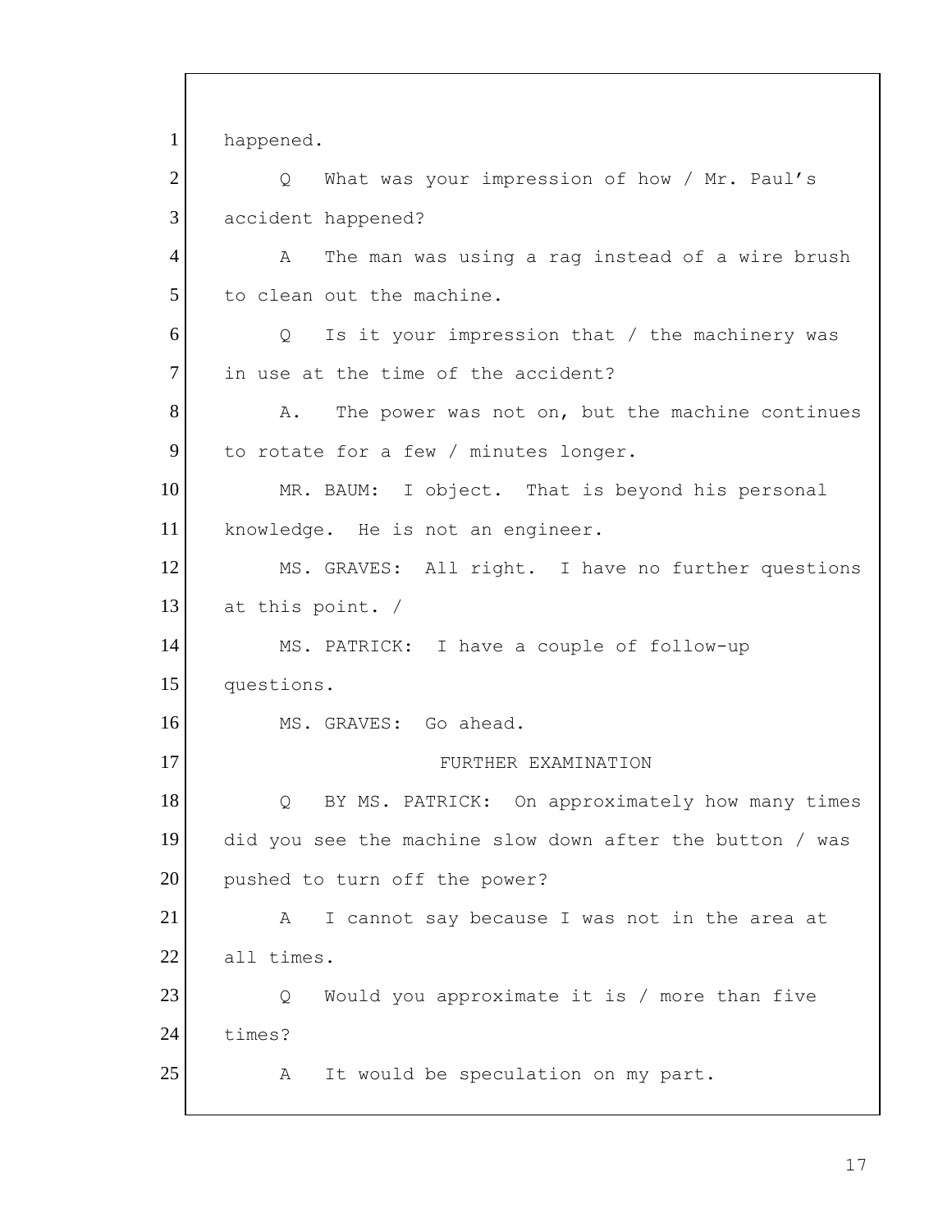happened.

Q What was your impression of how / Mr. Paul's accident happened?

A The man was using a rag instead of a wire brush to clean out the machine.

Q Is it your impression that / the machinery was in use at the time of the accident?

A. The power was not on, but the machine continues to rotate for a few / minutes longer.

MR. BAUM: I object. That is beyond his personal knowledge. He is not an engineer.

MS. GRAVES: All right. I have no further questions at this point. /

MS. PATRICK: I have a couple of follow-up questions.

MS. GRAVES: Go ahead.

FURTHER EXAMINATION

Q BY MS. PATRICK: On approximately how many times did you see the machine slow down after the button / was pushed to turn off the power?

A I cannot say because I was not in the area at all times.

Q Would you approximate it is / more than five times?

A It would be speculation on my part.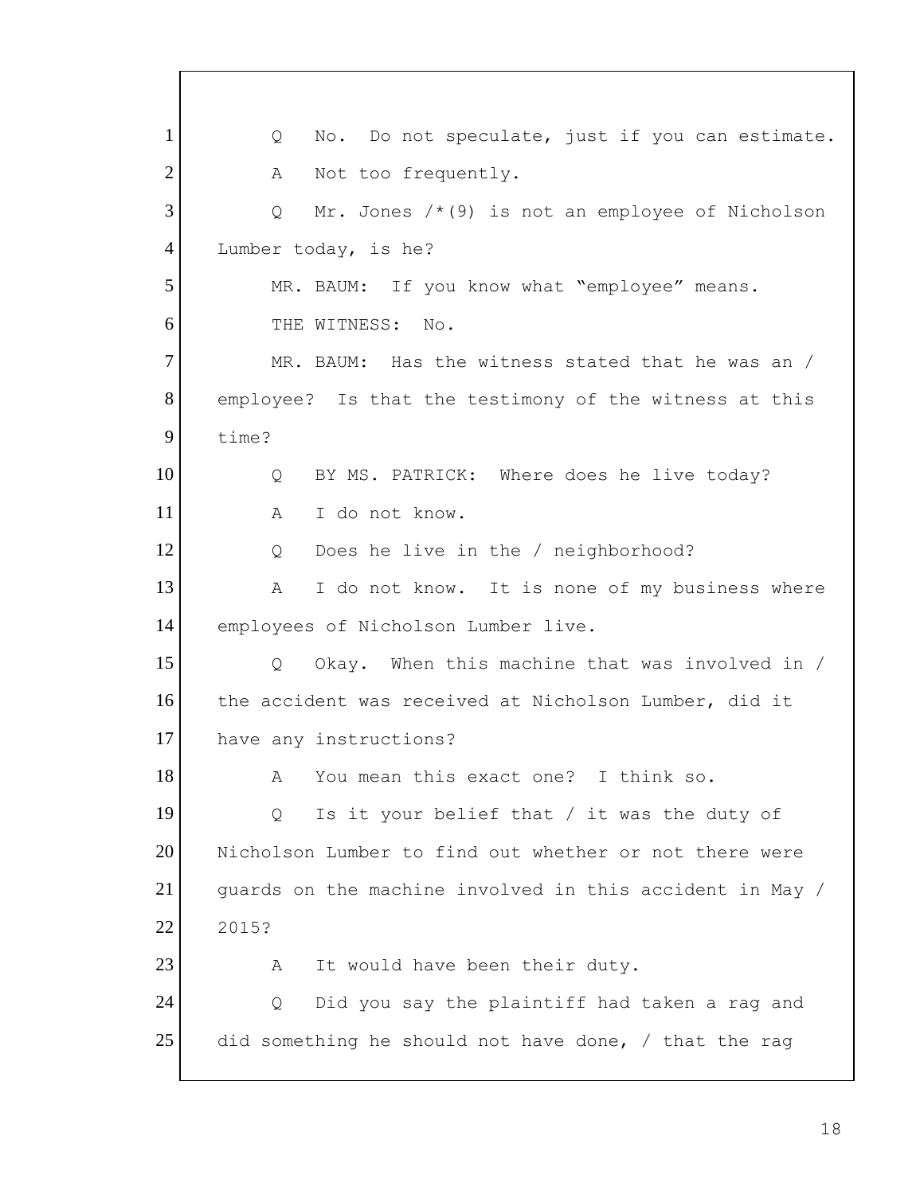1 Q No. Do not speculate, just if you can estimate.
2 A Not too frequently.
3 Q Mr. Jones /*(9) is not an employee of Nicholson
4 Lumber today, is he?
5 MR. BAUM: If you know what “employee” means.
6 THE WITNESS: No.
7 MR. BAUM: Has the witness stated that he was an /
8 employee? Is that the testimony of the witness at this
9 time?
10 Q BY MS. PATRICK: Where does he live today?
11 A I do not know.
12 Q Does he live in the / neighborhood?
13 A I do not know. It is none of my business where
14 employees of Nicholson Lumber live.
15 Q Okay. When this machine that was involved in /
16 the accident was received at Nicholson Lumber, did it
17 have any instructions?
18 A You mean this exact one? I think so.
19 Q Is it your belief that / it was the duty of
20 Nicholson Lumber to find out whether or not there were
21 guards on the machine involved in this accident in May /
22 2015?
23 A It would have been their duty.
24 Q Did you say the plaintiff had taken a rag and
25 did something he should not have done, / that the rag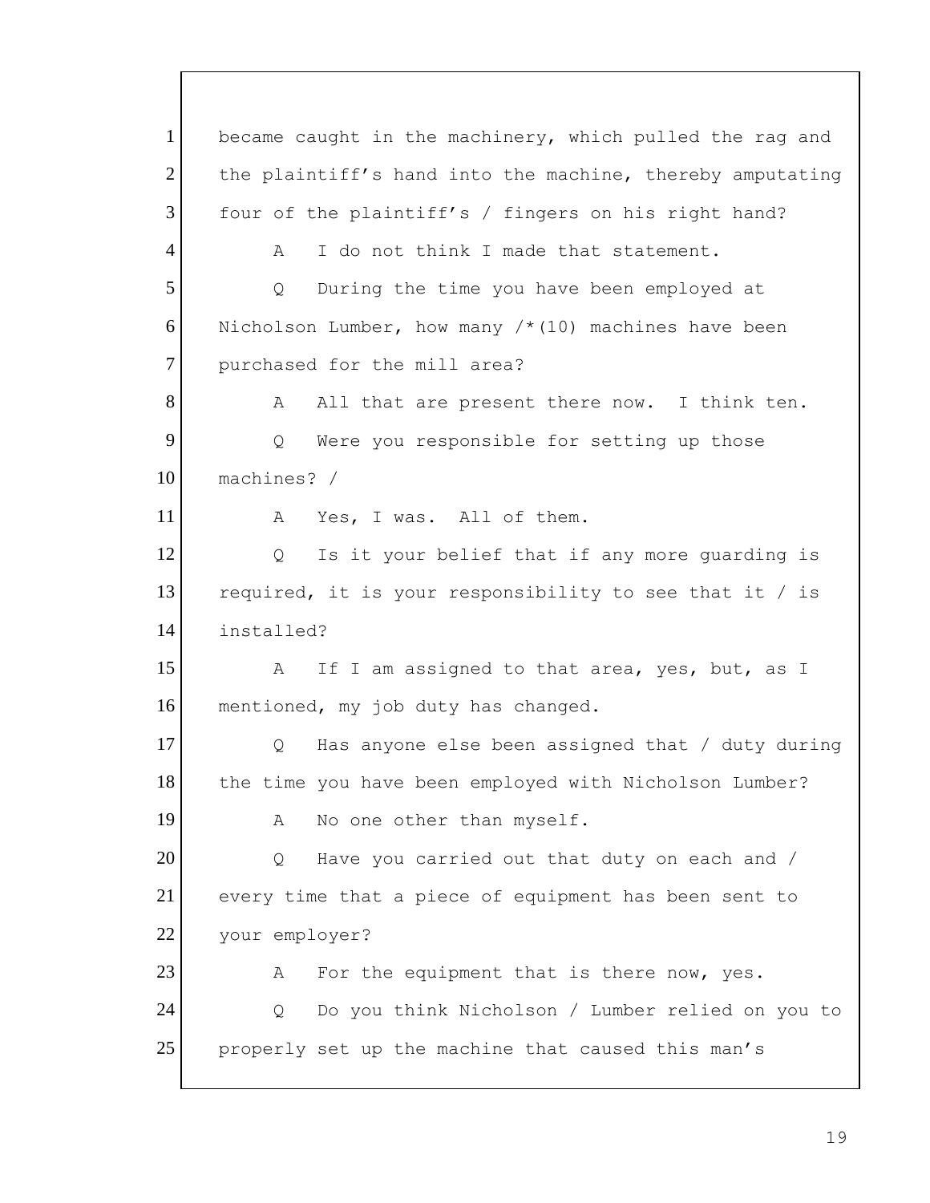1 became caught in the machinery, which pulled the rag and
2 the plaintiff's hand into the machine, thereby amputating
3 four of the plaintiff's / fingers on his right hand?
4 A I do not think I made that statement.
5 Q During the time you have been employed at
6 Nicholson Lumber, how many /*(10) machines have been
7 purchased for the mill area?
8 A All that are present there now. I think ten.
9 Q Were you responsible for setting up those
10 machines? /
11 A Yes, I was. All of them.
12 Q Is it your belief that if any more guarding is
13 required, it is your responsibility to see that it / is
14 installed?
15 A If I am assigned to that area, yes, but, as I
16 mentioned, my job duty has changed.
17 Q Has anyone else been assigned that / duty during
18 the time you have been employed with Nicholson Lumber?
19 A No one other than myself.
20 Q Have you carried out that duty on each and /
21 every time that a piece of equipment has been sent to
22 your employer?
23 A For the equipment that is there now, yes.
24 Q Do you think Nicholson / Lumber relied on you to
25 properly set up the machine that caused this man's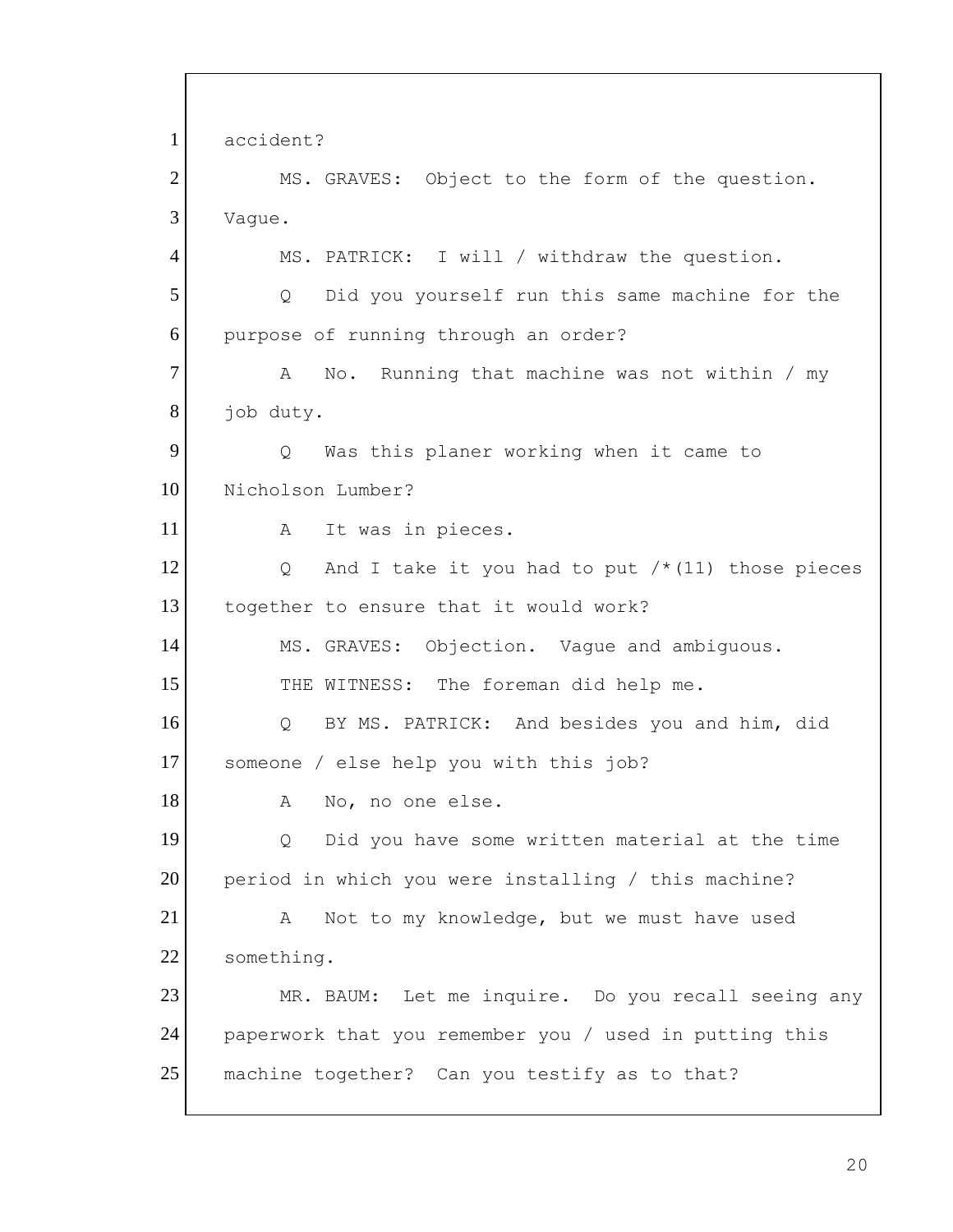1 accident?

2 MS. GRAVES: Object to the form of the question.

3 Vague.

4 MS. PATRICK: I will / withdraw the question.

5 Q Did you yourself run this same machine for the

6 purpose of running through an order?

7 A No. Running that machine was not within / my

8 job duty.

9 Q Was this planer working when it came to

10 Nicholson Lumber?

11 A It was in pieces.

12 Q And I take it you had to put /*(11) those pieces

13 together to ensure that it would work?

14 MS. GRAVES: Objection. Vague and ambiguous.

15 THE WITNESS: The foreman did help me.

16 Q BY MS. PATRICK: And besides you and him, did

17 someone / else help you with this job?

18 A No, no one else.

19 Q Did you have some written material at the time

20 period in which you were installing / this machine?

21 A Not to my knowledge, but we must have used

22 something.

23 MR. BAUM: Let me inquire. Do you recall seeing any

24 paperwork that you remember you / used in putting this

25 machine together? Can you testify as to that?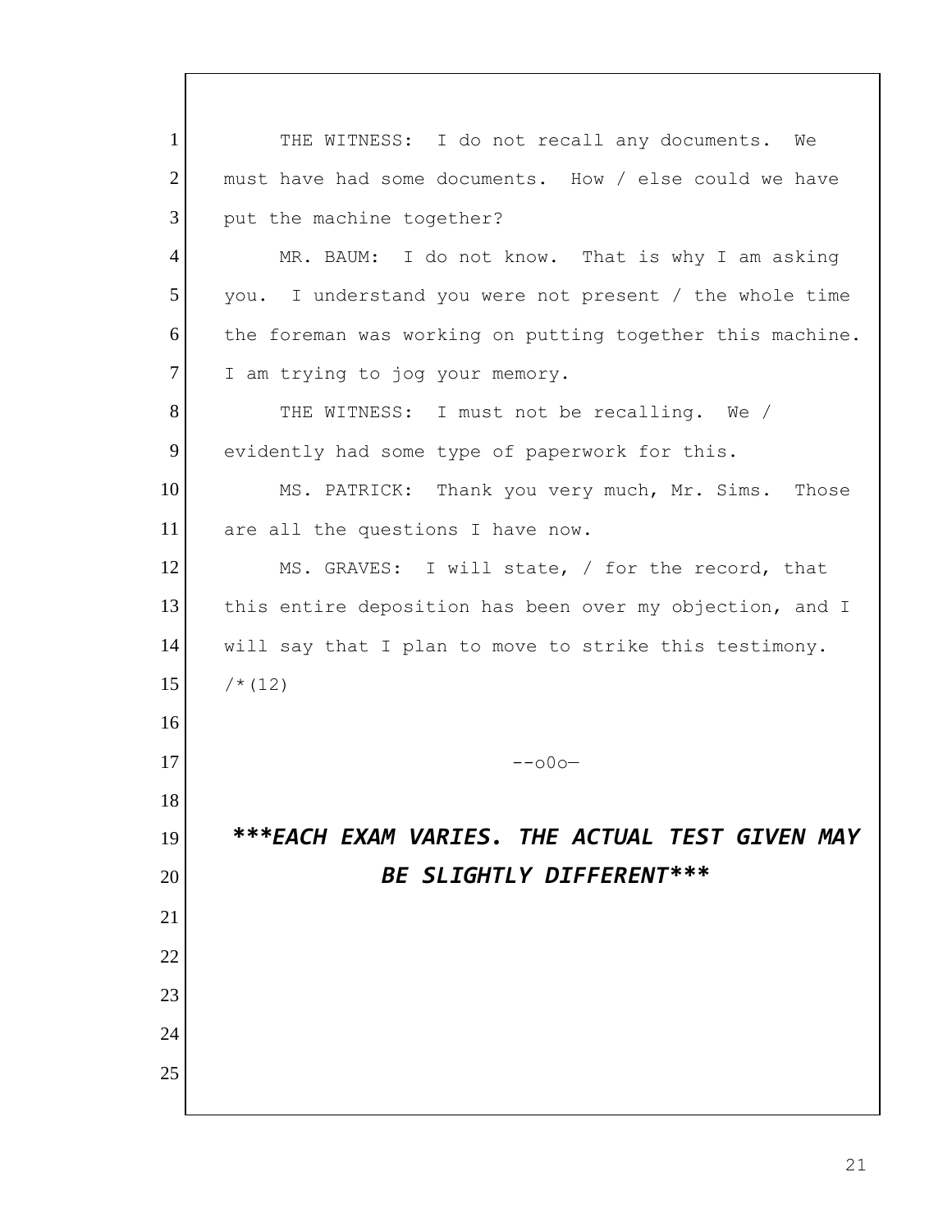THE WITNESS: I do not recall any documents. We must have had some documents. How / else could we have put the machine together?

MR. BAUM: I do not know. That is why I am asking you. I understand you were not present / the whole time the foreman was working on putting together this machine. I am trying to jog your memory.

THE WITNESS: I must not be recalling. We / evidently had some type of paperwork for this.

MS. PATRICK: Thank you very much, Mr. Sims. Those are all the questions I have now.

MS. GRAVES: I will state, / for the record, that this entire deposition has been over my objection, and I will say that I plan to move to strike this testimony. /*(12)

--o0o—

***EACH EXAM VARIES. THE ACTUAL TEST GIVEN MAY BE SLIGHTLY DIFFERENT***